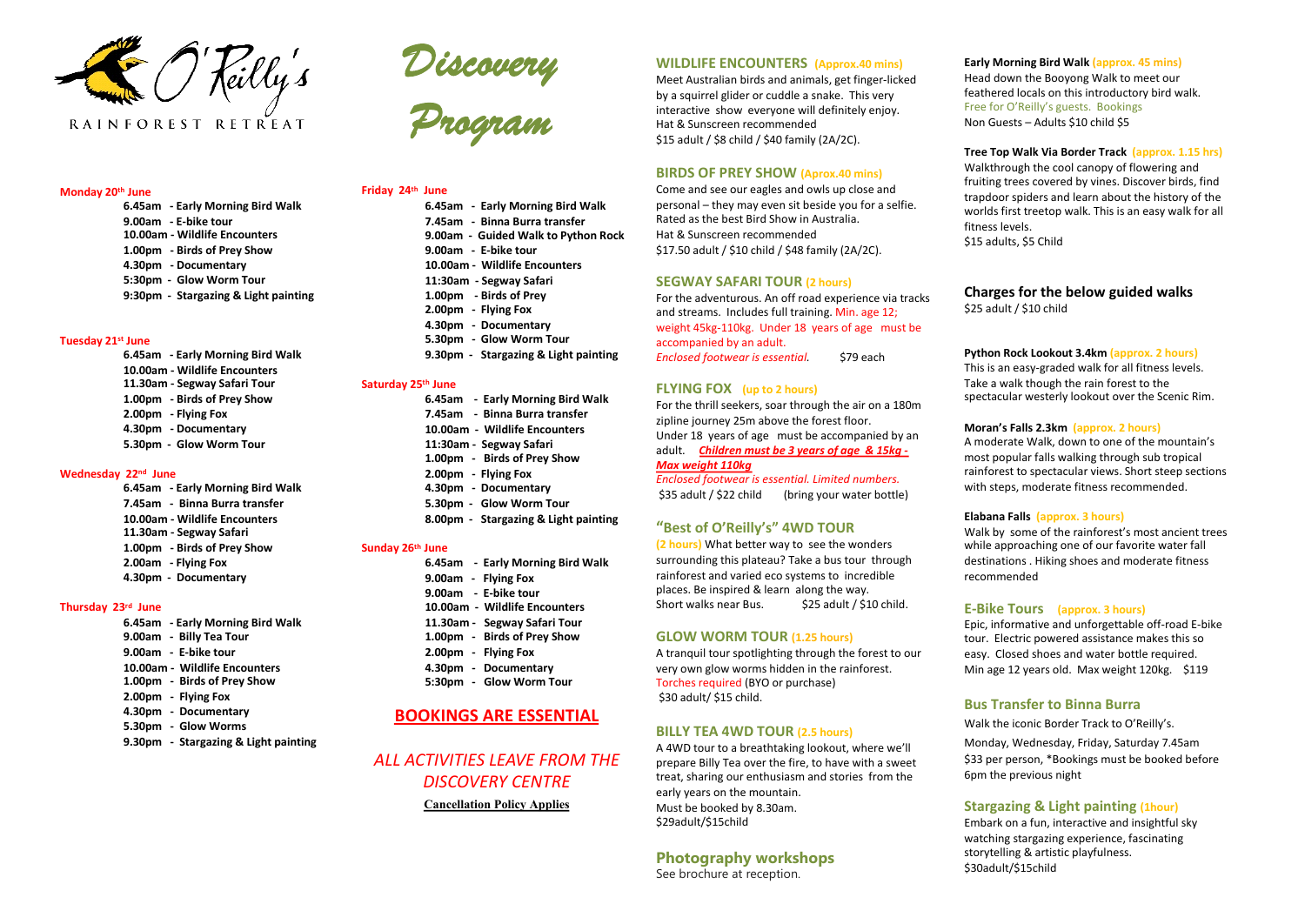# O'Reilly's RAINFOREST RETREAT

# Discovery Program

**Monday 20th June**

- **6.45am - Early Morning Bird Walk**
- **9.00am - E-bike tour**
- **10.00am - Wildlife Encounters**
- **1.00pm - Birds of Prey Show**
- **4.30pm - Documentary**
- **5:30pm - Glow Worm Tour**
- **9:30pm - Stargazing & Light painting**

**Tuesday 21st June**

- **6.45am - Early Morning Bird Walk**
- **10.00am - Wildlife Encounters**
- **11.30am - Segway Safari Tour**
- **1.00pm - Birds of Prey Show**
- **2.00pm - Flying Fox**
- **4.30pm - Documentary**
- **5.30pm - Glow Worm Tour**

**Wednesday 22nd June**

- **6.45am - Early Morning Bird Walk**
- **7.45am - Binna Burra transfer**
- **10.00am - Wildlife Encounters**
- **11.30am - Segway Safari**
- **1.00pm - Birds of Prey Show**
- **2.00am - Flying Fox**
- **4.30pm - Documentary**

**Thursday 23rd June**

- **6.45am - Early Morning Bird Walk**
- **9.00am - Billy Tea Tour**
- **9.00am - E-bike tour**
- **10.00am - Wildlife Encounters**
- **1.00pm - Birds of Prey Show**
- **2.00pm - Flying Fox**
- **4.30pm - Documentary**
- **5.30pm - Glow Worms**
- **9.30pm - Stargazing & Light painting**

**Friday 24th June**

- **6.45am - Early Morning Bird Walk**
- **7.45am - Binna Burra transfer**
- **9.00am - Guided Walk to Python Rock**
- **9.00am - E-bike tour**
- **10.00am - Wildlife Encounters**
- **11:30am - Segway Safari**
- **1.00pm - Birds of Prey**
- **2.00pm - Flying Fox**
- **4.30pm - Documentary**
- **5.30pm - Glow Worm Tour**
- **9.30pm - Stargazing & Light painting**

**Saturday 25th June**

- **6.45am - Early Morning Bird Walk**
- **7.45am - Binna Burra transfer**
- **10.00am - Wildlife Encounters**
- **11:30am - Segway Safari**
- **1.00pm - Birds of Prey Show**
- **2.00pm - Flying Fox**
- **4.30pm - Documentary**
- **5.30pm - Glow Worm Tour**
- **8.00pm - Stargazing & Light painting**

**Sunday 26th June**

- **6.45am - Early Morning Bird Walk**
- **9.00am - Flying Fox**
- **9.00am - E-bike tour**
- **10.00am - Wildlife Encounters**
- **11.30am - Segway Safari Tour**
- **1.00pm - Birds of Prey Show**
- **2.00pm - Flying Fox**
- **4.30pm - Documentary**
- **5:30pm - Glow Worm Tour**

## BOOKINGS ARE ESSENTIAL

*ALL ACTIVITIES LEAVE FROM THE DISCOVERY CENTRE*

**Cancellation Policy Applies**

### WILDLIFE ENCOUNTERS (Approx.40 mins)

Meet Australian birds and animals, get finger-licked by a squirrel glider or cuddle a snake. This very interactive show everyone will definitely enjoy.
Hat & Sunscreen recommended
$15 adult / $8 child / $40 family (2A/2C).

### BIRDS OF PREY SHOW (Aprox.40 mins)

Come and see our eagles and owls up close and personal – they may even sit beside you for a selfie. Rated as the best Bird Show in Australia.
Hat & Sunscreen recommended
$17.50 adult / $10 child / $48 family (2A/2C).

### SEGWAY SAFARI TOUR (2 hours)

For the adventurous. An off road experience via tracks and streams. Includes full training. Min. age 12; weight 45kg-110kg. Under 18 years of age must be accompanied by an adult.
*Enclosed footwear is essential.* $79 each

### FLYING FOX (up to 2 hours)

For the thrill seekers, soar through the air on a 180m zipline journey 25m above the forest floor.
Under 18 years of age must be accompanied by an adult. ***Children must be 3 years of age & 15kg - Max weight 110kg***
*Enclosed footwear is essential. Limited numbers.*
$35 adult / $22 child (bring your water bottle)

### "Best of O'Reilly's" 4WD TOUR

(2 hours) What better way to see the wonders surrounding this plateau? Take a bus tour through rainforest and varied eco systems to incredible places. Be inspired & learn along the way.
Short walks near Bus. $25 adult / $10 child.

### GLOW WORM TOUR (1.25 hours)

A tranquil tour spotlighting through the forest to our very own glow worms hidden in the rainforest.
Torches required (BYO or purchase)
$30 adult/ $15 child.

### BILLY TEA 4WD TOUR (2.5 hours)

A 4WD tour to a breathtaking lookout, where we'll prepare Billy Tea over the fire, to have with a sweet treat, sharing our enthusiasm and stories from the early years on the mountain.
Must be booked by 8.30am.
$29adult/$15child

### Photography workshops

See brochure at reception.

**Early Morning Bird Walk (approx. 45 mins)**
Head down the Booyong Walk to meet our feathered locals on this introductory bird walk.
Free for O'Reilly's guests. Bookings
Non Guests – Adults $10 child $5

**Tree Top Walk Via Border Track (approx. 1.15 hrs)**
Walkthrough the cool canopy of flowering and fruiting trees covered by vines. Discover birds, find trapdoor spiders and learn about the history of the worlds first treetop walk. This is an easy walk for all fitness levels.
$15 adults, $5 Child

### Charges for the below guided walks

$25 adult / $10 child

**Python Rock Lookout 3.4km (approx. 2 hours)**
This is an easy-graded walk for all fitness levels. Take a walk though the rain forest to the spectacular westerly lookout over the Scenic Rim.

**Moran's Falls 2.3km (approx. 2 hours)**
A moderate Walk, down to one of the mountain's most popular falls walking through sub tropical rainforest to spectacular views. Short steep sections with steps, moderate fitness recommended.

**Elabana Falls (approx. 3 hours)**
Walk by some of the rainforest's most ancient trees while approaching one of our favorite water fall destinations . Hiking shoes and moderate fitness recommended

### E-Bike Tours (approx. 3 hours)

Epic, informative and unforgettable off-road E-bike tour. Electric powered assistance makes this so easy. Closed shoes and water bottle required.
Min age 12 years old. Max weight 120kg. $119

### Bus Transfer to Binna Burra

Walk the iconic Border Track to O'Reilly's.

Monday, Wednesday, Friday, Saturday 7.45am
$33 per person, *Bookings must be booked before 6pm the previous night

### Stargazing & Light painting (1hour)

Embark on a fun, interactive and insightful sky watching stargazing experience, fascinating storytelling & artistic playfulness.
$30adult/$15child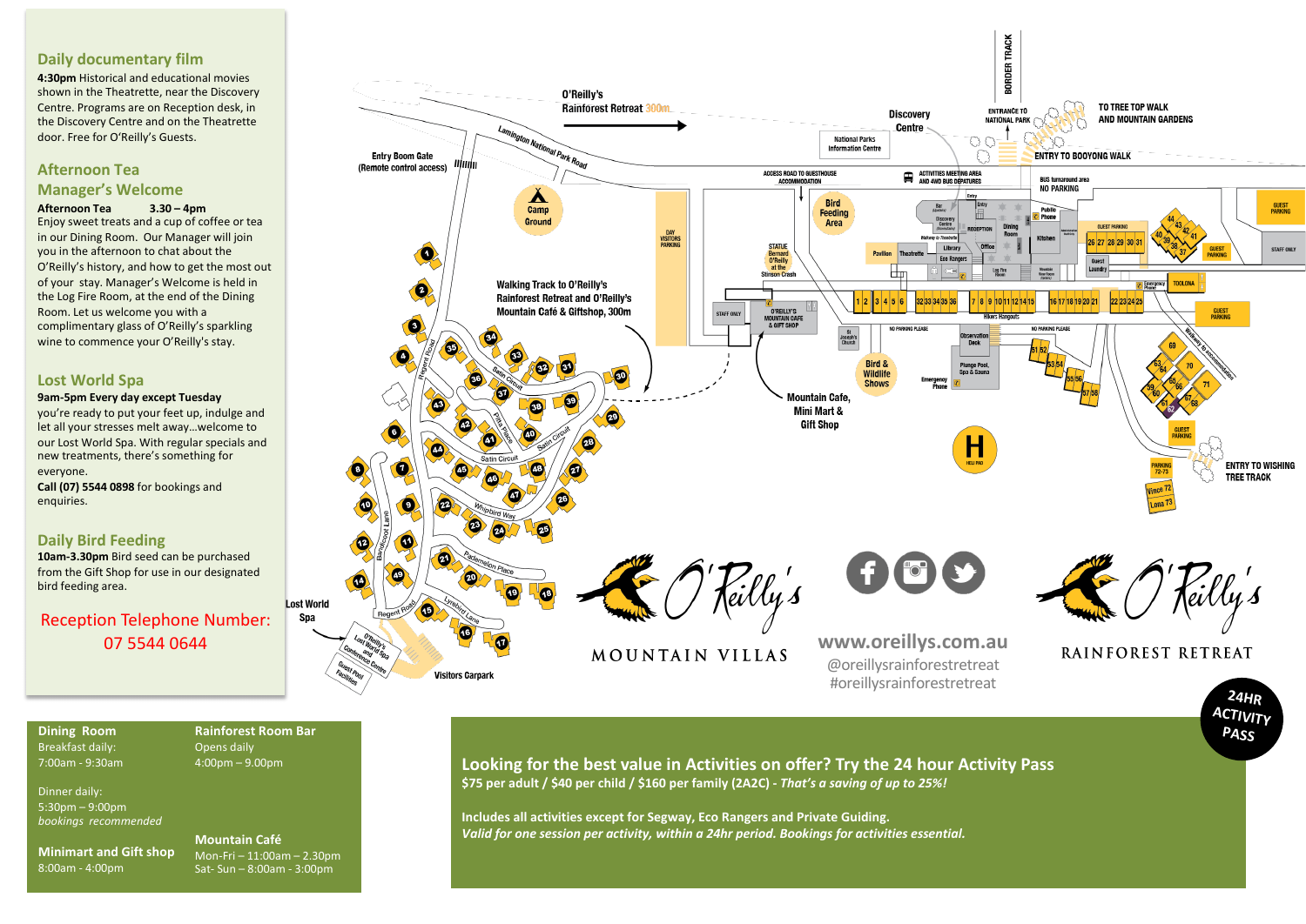## Daily documentary film

**4:30pm** Historical and educational movies shown in the Theatrette, near the Discovery Centre. Programs are on Reception desk, in the Discovery Centre and on the Theatrette door. Free for O'Reilly's Guests.

## Afternoon Tea
## Manager's Welcome

**Afternoon Tea 3.30 – 4pm**
Enjoy sweet treats and a cup of coffee or tea in our Dining Room. Our Manager will join you in the afternoon to chat about the O'Reilly's history, and how to get the most out of your stay. Manager's Welcome is held in the Log Fire Room, at the end of the Dining Room. Let us welcome you with a complimentary glass of O'Reilly's sparkling wine to commence your O'Reilly's stay.

## Lost World Spa

**9am-5pm Every day except Tuesday**
you're ready to put your feet up, indulge and let all your stresses melt away…welcome to our Lost World Spa. With regular specials and new treatments, there's something for everyone.
**Call (07) 5544 0898** for bookings and enquiries.

## Daily Bird Feeding

**10am-3.30pm** Bird seed can be purchased from the Gift Shop for use in our designated bird feeding area.

Reception Telephone Number:
07 5544 0644

O'Reilly's Rainforest Retreat 300m
Lamington National Park Road
Entry Boom Gate (Remote control access)
Camp Ground
Day Visitors Parking
Walking Track to O'Reilly's Rainforest Retreat and O'Reilly's Mountain Café & Giftshop, 300m
Regent Road
Satin Circuit
Pitta Place
Whipbird Way
Pademelon Place
Lyrebird Lane
Bandicoot Lane
Lost World Spa
O'Reilly's Lost World Spa and Conference Centre
Guest Pool Facilities
Visitors Carpark
Discovery Centre
National Parks Information Centre
Border Track
Entrance to National Park
To Tree Top Walk and Mountain Gardens
Entry to Booyong Walk
Access Road to Guesthouse Accommodation
Activities Meeting Area and 4WD Bus Departures
Bus turnaround area No Parking
Bird Feeding Area
Statue Bernard O'Reilly at the Stinson Crash
Staff Only
O'Reilly's Mountain Cafe & Gift Shop
St Joseph's Church
Reception
Dining Room
Kitchen
Public Phone
Pavilion
Theatrette
Library
Eco Rangers
Office
Log Fire Room
Guest Laundry
Guest Parking
Staff Only
Toolona
Emergency Phone
Hikers Hangouts
No Parking Please
Observation Deck
Plunge Pool, Spa & Sauna
Emergency Phone
Bird & Wildlife Shows
Mountain Cafe, Mini Mart & Gift Shop
Heli Pad
Walkway to Accommodation
Parking 72-73
Vince 72
Lona 73
Entry to Wishing Tree Track

O'Reilly's MOUNTAIN VILLAS

www.oreillys.com.au
@oreillysrainforestretreat
#oreillysrainforestretreat

O'Reilly's RAINFOREST RETREAT

**Dining Room**
Breakfast daily:
7:00am - 9:30am

Dinner daily:
5:30pm – 9:00pm
*bookings recommended*

**Rainforest Room Bar**
Opens daily
4:00pm – 9.00pm

**Minimart and Gift shop**
8:00am - 4:00pm

**Mountain Café**
Mon-Fri – 11:00am – 2.30pm
Sat- Sun – 8:00am - 3:00pm

24HR ACTIVITY PASS

**Looking for the best value in Activities on offer? Try the 24 hour Activity Pass**
**$75 per adult / $40 per child / $160 per family (2A2C) - *That's a saving of up to 25%!***

**Includes all activities except for Segway, Eco Rangers and Private Guiding.**
***Valid for one session per activity, within a 24hr period. Bookings for activities essential.***